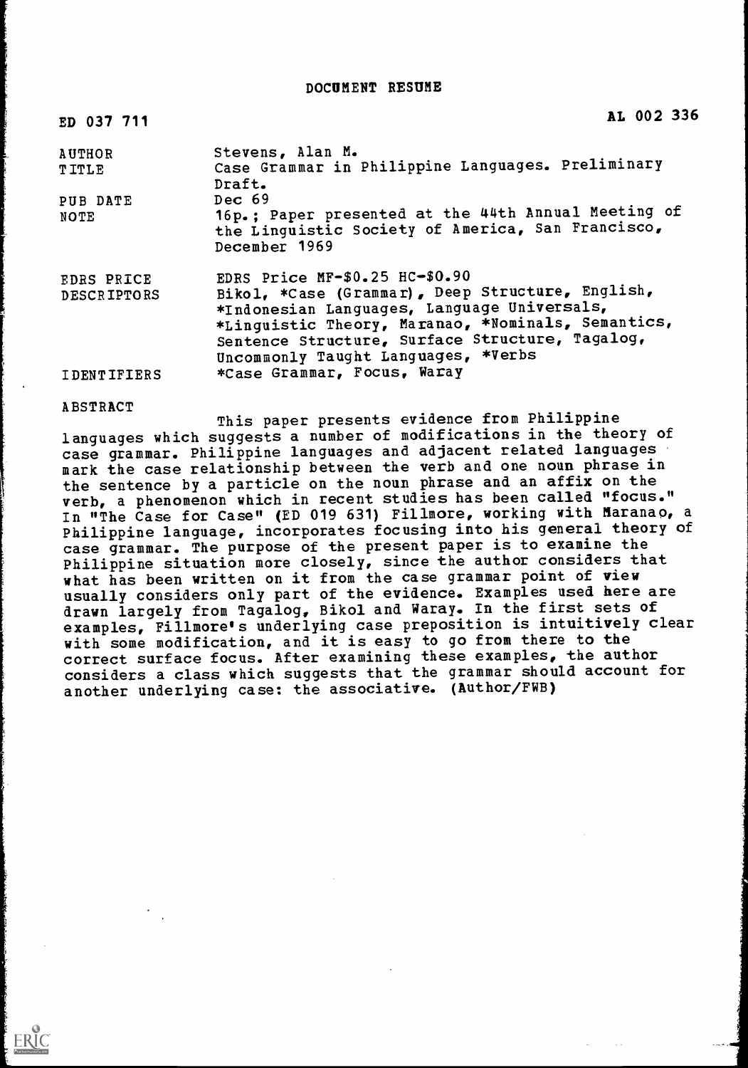# DOCUMENT RESUME

ED 037 711 AL 002 336

| | |
|---|---|
| AUTHOR | Stevens, Alan M. |
| TITLE | Case Grammar in Philippine Languages. Preliminary Draft. |
| PUB DATE | Dec 69 |
| NOTE | 16p.; Paper presented at the 44th Annual Meeting of the Linguistic Society of America, San Francisco, December 1969 |
| EDRS PRICE | EDRS Price MF-$0.25 HC-$0.90 |
| DESCRIPTORS | Bikol, *Case (Grammar), Deep Structure, English, *Indonesian Languages, Language Universals, *Linguistic Theory, Maranao, *Nominals, Semantics, Sentence Structure, Surface Structure, Tagalog, Uncommonly Taught Languages, *Verbs |
| IDENTIFIERS | *Case Grammar, Focus, Waray |

ABSTRACT

This paper presents evidence from Philippine languages which suggests a number of modifications in the theory of case grammar. Philippine languages and adjacent related languages mark the case relationship between the verb and one noun phrase in the sentence by a particle on the noun phrase and an affix on the verb, a phenomenon which in recent studies has been called "focus." In "The Case for Case" (ED 019 631) Fillmore, working with Maranao, a Philippine language, incorporates focusing into his general theory of case grammar. The purpose of the present paper is to examine the Philippine situation more closely, since the author considers that what has been written on it from the case grammar point of view usually considers only part of the evidence. Examples used here are drawn largely from Tagalog, Bikol and Waray. In the first sets of examples, Fillmore's underlying case preposition is intuitively clear with some modification, and it is easy to go from there to the correct surface focus. After examining these examples, the author considers a class which suggests that the grammar should account for another underlying case: the associative. (Author/FWB)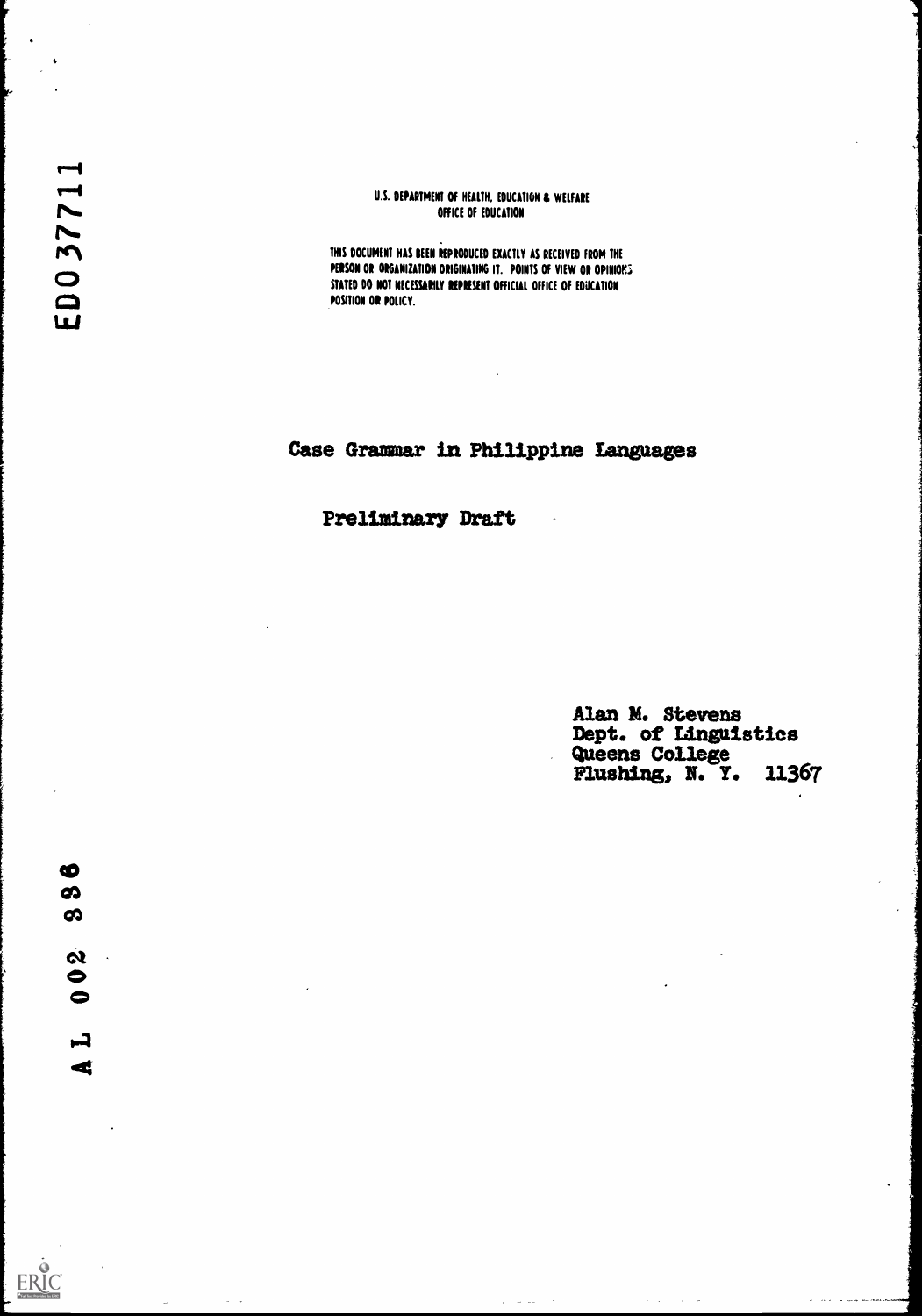ED037711

U.S. DEPARTMENT OF HEALTH, EDUCATION & WELFARE
OFFICE OF EDUCATION

THIS DOCUMENT HAS BEEN REPRODUCED EXACTLY AS RECEIVED FROM THE PERSON OR ORGANIZATION ORIGINATING IT. POINTS OF VIEW OR OPINIONS STATED DO NOT NECESSARILY REPRESENT OFFICIAL OFFICE OF EDUCATION POSITION OR POLICY.

# Case Grammar in Philippine Languages

Preliminary Draft

Alan M. Stevens
Dept. of Linguistics
Queens College
Flushing, N. Y. 11367

AL 002 336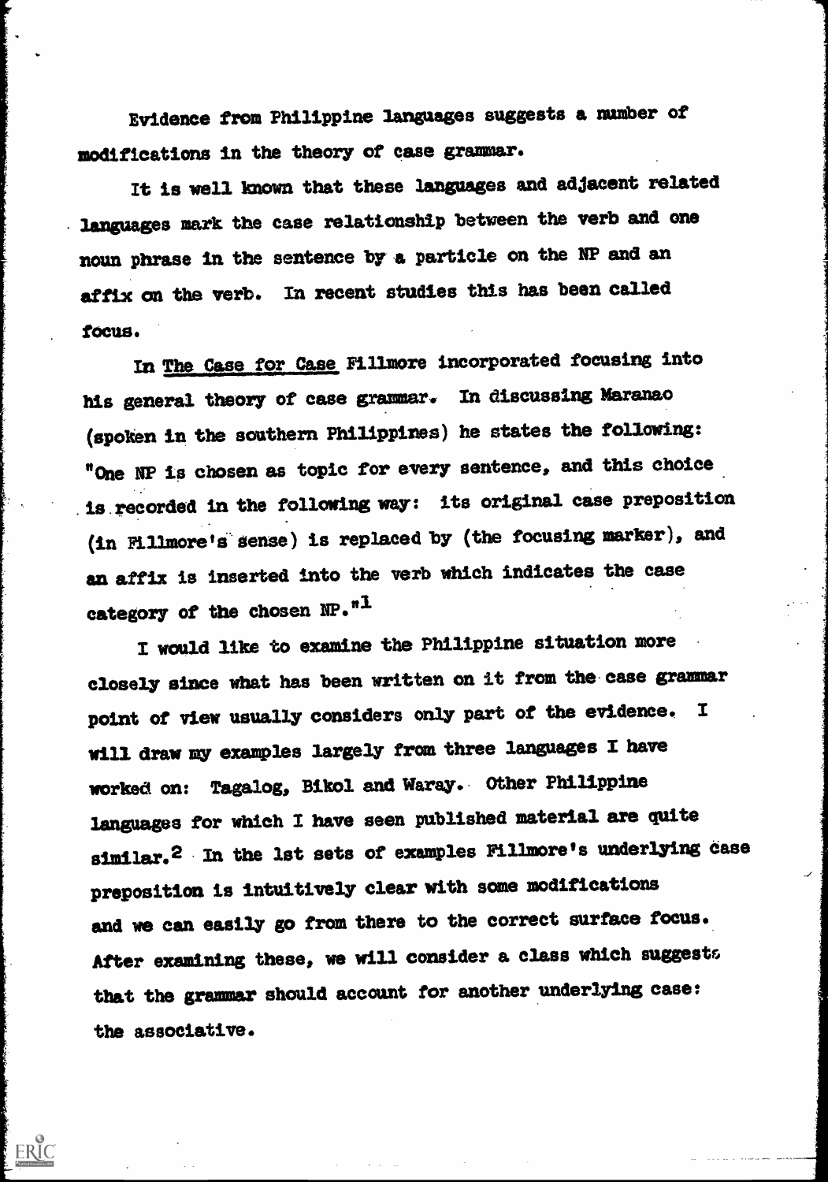Evidence from Philippine languages suggests a number of modifications in the theory of case grammar.

It is well known that these languages and adjacent related languages mark the case relationship between the verb and one noun phrase in the sentence by a particle on the NP and an affix on the verb. In recent studies this has been called focus.

In The Case for Case Fillmore incorporated focusing into his general theory of case grammar. In discussing Maranao (spoken in the southern Philippines) he states the following: "One NP is chosen as topic for every sentence, and this choice is recorded in the following way: its original case preposition (in Fillmore's sense) is replaced by (the focusing marker), and an affix is inserted into the verb which indicates the case category of the chosen NP."[1]

I would like to examine the Philippine situation more closely since what has been written on it from the case grammar point of view usually considers only part of the evidence. I will draw my examples largely from three languages I have worked on: Tagalog, Bikol and Waray. Other Philippine languages for which I have seen published material are quite similar.[2] In the 1st sets of examples Fillmore's underlying case preposition is intuitively clear with some modifications and we can easily go from there to the correct surface focus. After examining these, we will consider a class which suggests that the grammar should account for another underlying case: the associative.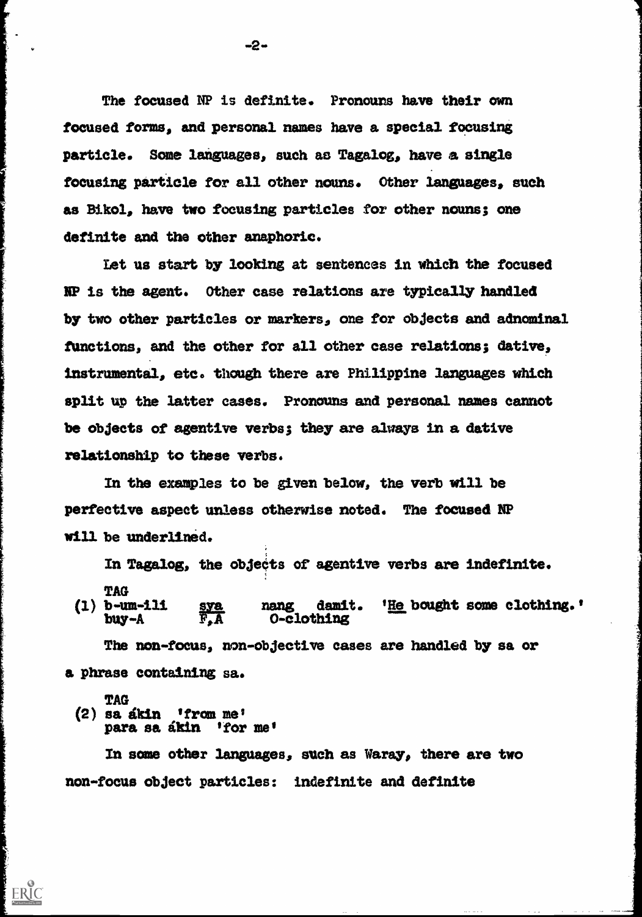The focused NP is definite. Pronouns have their own focused forms, and personal names have a special focusing particle. Some languages, such as Tagalog, have a single focusing particle for all other nouns. Other languages, such as Bikol, have two focusing particles for other nouns; one definite and the other anaphoric.

Let us start by looking at sentences in which the focused NP is the agent. Other case relations are typically handled by two other particles or markers, one for objects and adnominal functions, and the other for all other case relations; dative, instrumental, etc. though there are Philippine languages which split up the latter cases. Pronouns and personal names cannot be objects of agentive verbs; they are always in a dative relationship to these verbs.

In the examples to be given below, the verb will be perfective aspect unless otherwise noted. The focused NP will be underlined.

In Tagalog, the objects of agentive verbs are indefinite.

```
    TAG
(1) b-um-ili    sya    nang  damit.   'He bought some clothing.'
    buy-A       F,A    O-clothing
```

The non-focus, non-objective cases are handled by sa or a phrase containing sa.

```
    TAG
(2) sa ákin  'from me'
    para sa ákin  'for me'
```

In some other languages, such as Waray, there are two non-focus object particles: indefinite and definite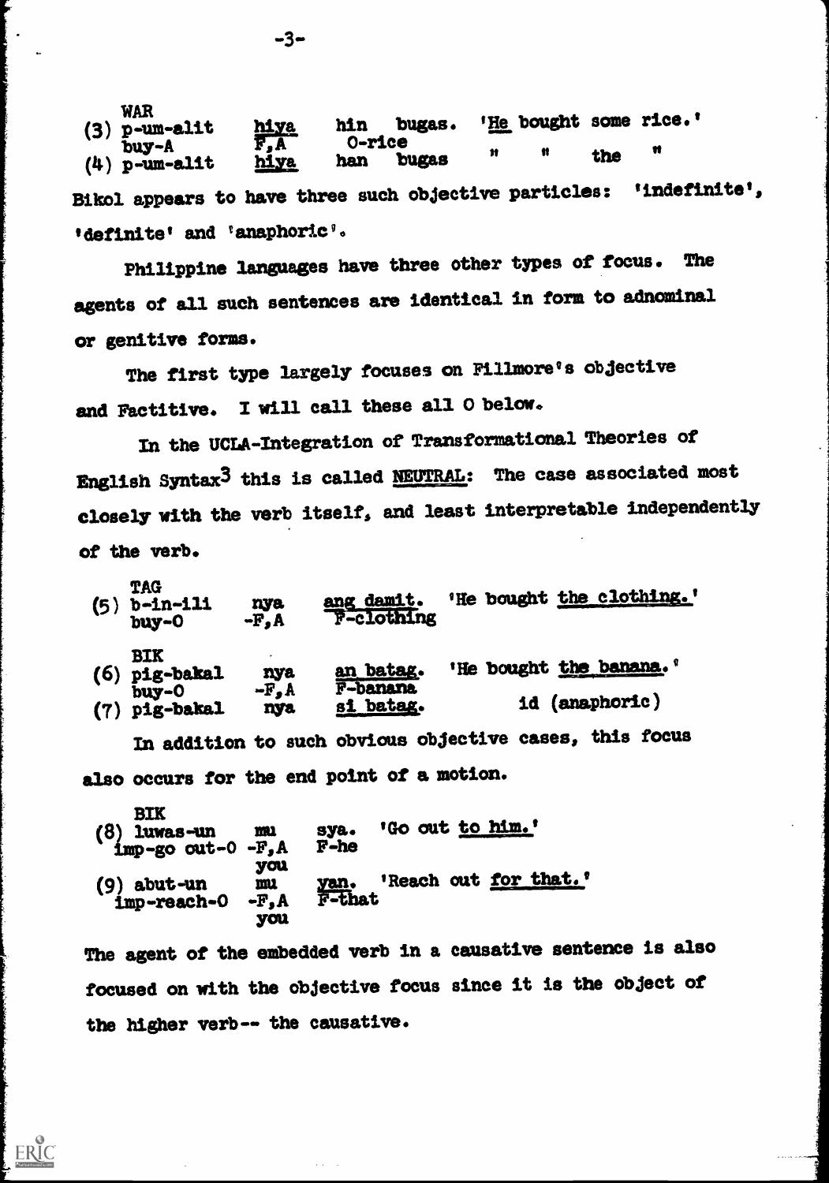```
     WAR
(3) p-um-alit     hiya     hin  bugas.   'He bought some rice.'
    buy-A         F,A      O-rice
(4) p-um-alit     hiya     han  bugas      "     "    the   "
```

Bikol appears to have three such objective particles: 'indefinite', 'definite' and 'anaphoric'.

Philippine languages have three other types of focus. The agents of all such sentences are identical in form to adnominal or genitive forms.

The first type largely focuses on Fillmore's objective and Factitive. I will call these all O below.

In the UCLA-Integration of Transformational Theories of English Syntax[3] this is called NEUTRAL: The case associated most closely with the verb itself, and least interpretable independently of the verb.

```
     TAG
(5) b-in-ili      nya     ang damit.   'He bought the clothing.'
    buy-O         -F,A    F-clothing

     BIK
(6) pig-bakal     nya     an batag.    'He bought the banana.'
    buy-O         -F,A    F-banana
(7) pig-bakal     nya     si batag.        id (anaphoric)
```

In addition to such obvious objective cases, this focus also occurs for the end point of a motion.

```
     BIK
(8) luwas-un          mu      sya.    'Go out to him.'
    imp-go out-O      -F,A    F-he
                      you
(9) abut-un           mu      yan.    'Reach out for that.'
    imp-reach-O       -F,A    F-that
                      you
```

The agent of the embedded verb in a causative sentence is also focused on with the objective focus since it is the object of the higher verb-- the causative.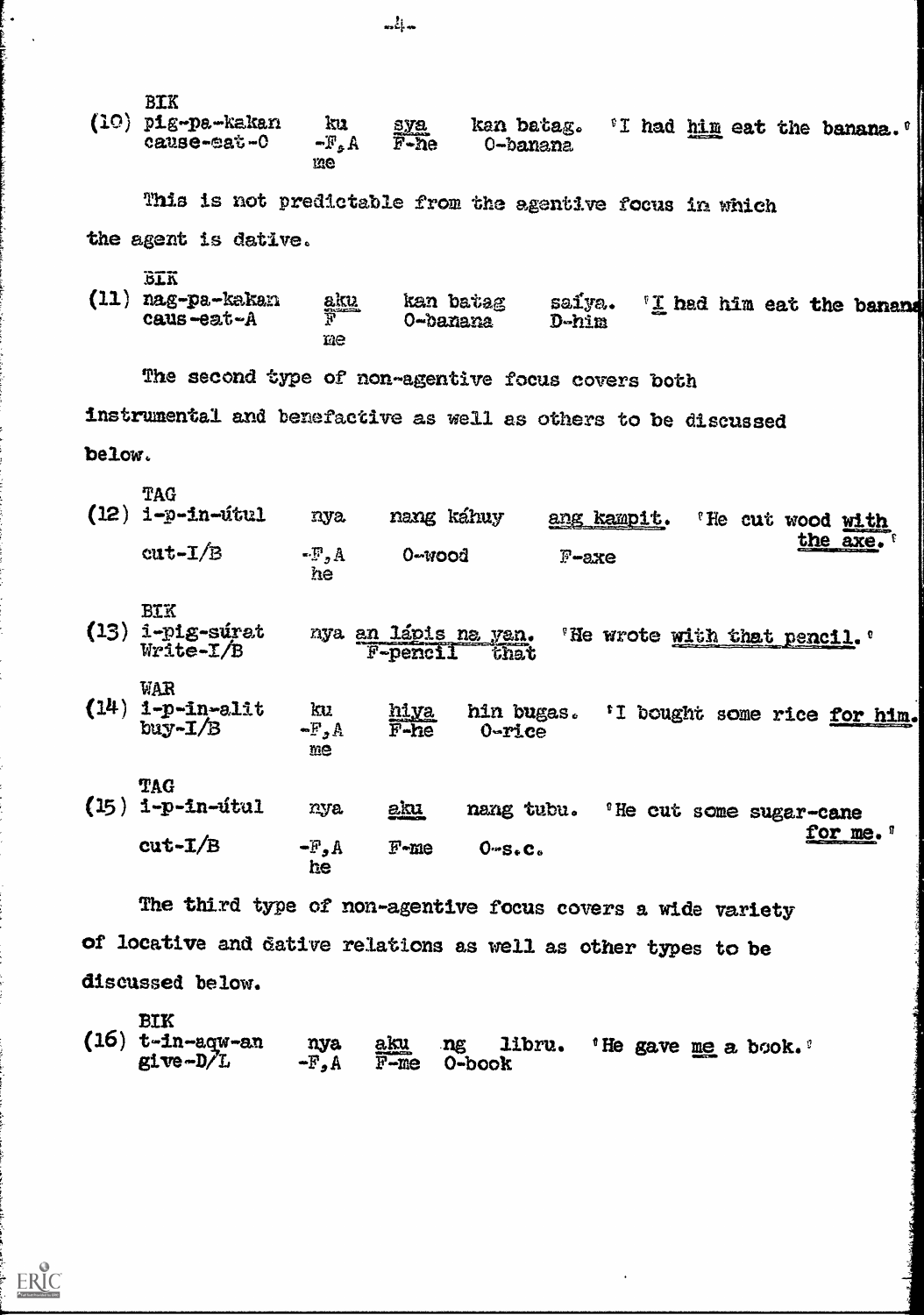BIK

(10) pig-pa-kakan ku sya kan batag. 'I had him eat the banana.'
cause-eat-O -F,A F-he O-banana
me

This is not predictable from the agentive focus in which the agent is dative.

BIK

(11) nag-pa-kakan aku kan batag saíya. 'I had him eat the banana'
caus-eat-A F O-banana D-him
me

The second type of non-agentive focus covers both instrumental and benefactive as well as others to be discussed below.

TAG

(12) i-p-in-útul nya nang káhuy ang kampit. 'He cut wood with the axe.'
cut-I/B -F,A O-wood F-axe
he

BIK

(13) i-pig-súrat nya an lápis na yan. 'He wrote with that pencil.'
Write-I/B F-pencil that

WAR

(14) i-p-in-alit ku hiya hin bugas. 'I bought some rice for him.'
buy-I/B -F,A F-he O-rice
me

TAG

(15) i-p-in-útul nya aku nang tubu. 'He cut some sugar-cane for me.'
cut-I/B -F,A F-me O-s.c.
he

The third type of non-agentive focus covers a wide variety of locative and dative relations as well as other types to be discussed below.

BIK

(16) t-in-aqw-an nya aku ng libru. 'He gave me a book.'
give-D/L -F,A F-me O-book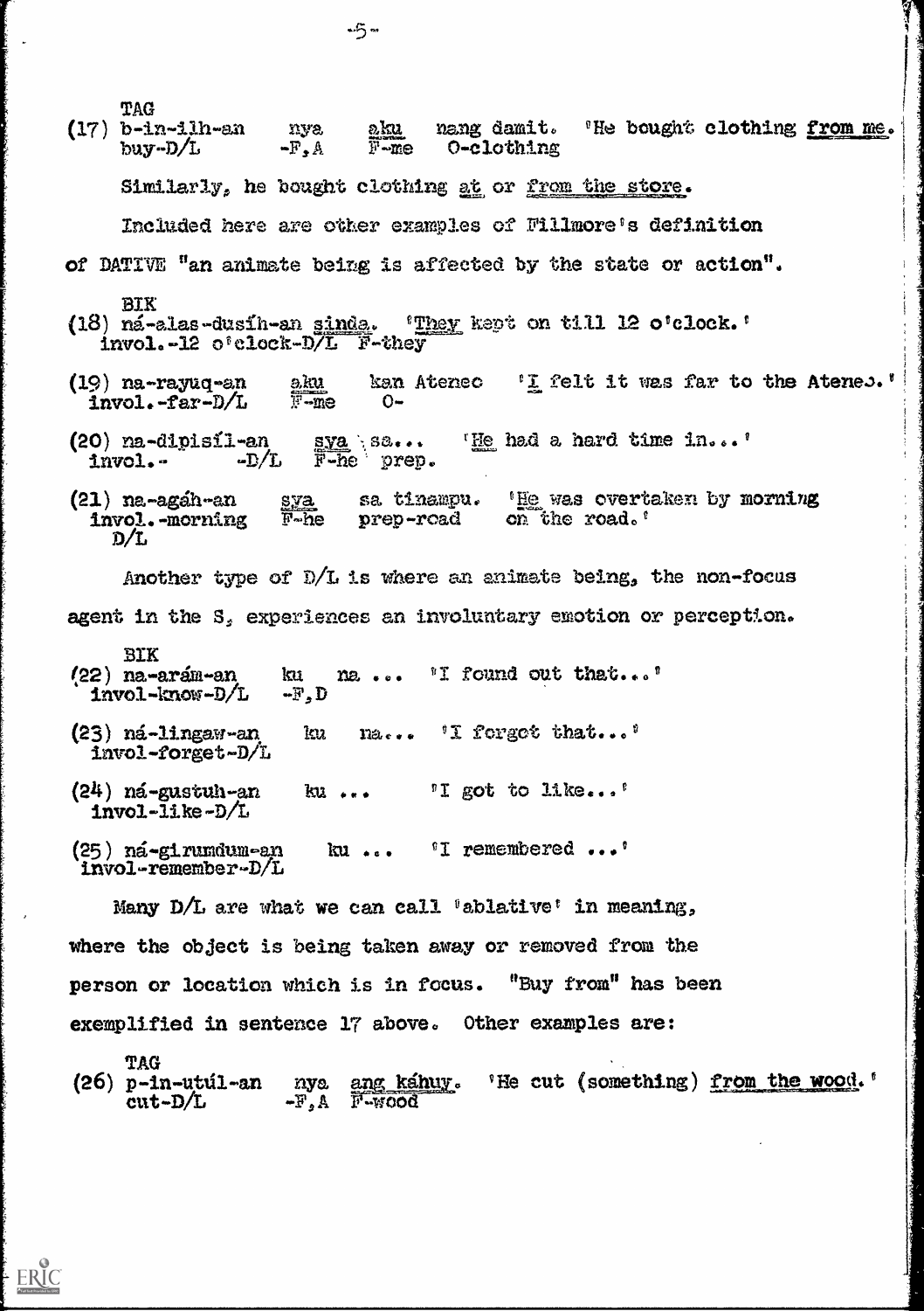TAG

(17) b-in-ilh-an &nbsp;&nbsp; nya &nbsp;&nbsp; aku &nbsp;&nbsp; nang damit. &nbsp;&nbsp; 'He bought clothing from me.'
&nbsp;&nbsp;&nbsp;&nbsp;&nbsp; buy-D/L &nbsp;&nbsp;&nbsp;&nbsp;&nbsp; -F,A &nbsp;&nbsp; F-me &nbsp;&nbsp; O-clothing

Similarly, he bought clothing at or from the store.

Included here are other examples of Fillmore's definition of DATIVE "an animate being is affected by the state or action".

BIK

(18) ná-alas-dusíh-an sinda. &nbsp;&nbsp; 'They kept on till 12 o'clock.'
&nbsp;&nbsp;&nbsp;&nbsp;&nbsp; invol.-12 o'clock-D/L &nbsp; F-they

(19) na-rayuq-an &nbsp;&nbsp; aku &nbsp;&nbsp; kan Ateneo &nbsp;&nbsp; 'I felt it was far to the Ateneo.'
&nbsp;&nbsp;&nbsp;&nbsp;&nbsp; invol.-far-D/L &nbsp; F-me &nbsp;&nbsp; O-

(20) na-dipisíl-an &nbsp;&nbsp; sya sa... &nbsp;&nbsp; 'He had a hard time in...'
&nbsp;&nbsp;&nbsp;&nbsp;&nbsp; invol.- &nbsp;&nbsp; -D/L &nbsp; F-he prep.

(21) na-agáh-an &nbsp;&nbsp; sya &nbsp;&nbsp; sa tinampu. &nbsp;&nbsp; 'He was overtaken by morning on the road.'
&nbsp;&nbsp;&nbsp;&nbsp;&nbsp; invol.-morning &nbsp; F-he &nbsp;&nbsp; prep-road
&nbsp;&nbsp;&nbsp;&nbsp;&nbsp; D/L

Another type of D/L is where an animate being, the non-focus agent in the S, experiences an involuntary emotion or perception.

BIK

(22) na-arám-an &nbsp;&nbsp; ku &nbsp;&nbsp; na ... &nbsp;&nbsp; 'I found out that...'
&nbsp;&nbsp;&nbsp;&nbsp;&nbsp; invol-know-D/L &nbsp; -F,D

(23) ná-lingaw-an &nbsp;&nbsp; ku &nbsp;&nbsp; na... &nbsp;&nbsp; 'I forgot that...'
&nbsp;&nbsp;&nbsp;&nbsp;&nbsp; invol-forget-D/L

(24) ná-gustuh-an &nbsp;&nbsp; ku ... &nbsp;&nbsp; 'I got to like...'
&nbsp;&nbsp;&nbsp;&nbsp;&nbsp; invol-like-D/L

(25) ná-girumdum-an &nbsp;&nbsp; ku ... &nbsp;&nbsp; 'I remembered ...'
&nbsp;&nbsp;&nbsp;&nbsp;&nbsp; invol-remember-D/L

Many D/L are what we can call 'ablative' in meaning, where the object is being taken away or removed from the person or location which is in focus. "Buy from" has been exemplified in sentence 17 above. Other examples are:

TAG

(26) p-in-utúl-an &nbsp;&nbsp; nya &nbsp;&nbsp; ang káhuy. &nbsp;&nbsp; 'He cut (something) from the wood.'
&nbsp;&nbsp;&nbsp;&nbsp;&nbsp; cut-D/L &nbsp;&nbsp;&nbsp;&nbsp;&nbsp; -F,A &nbsp;&nbsp; F-wood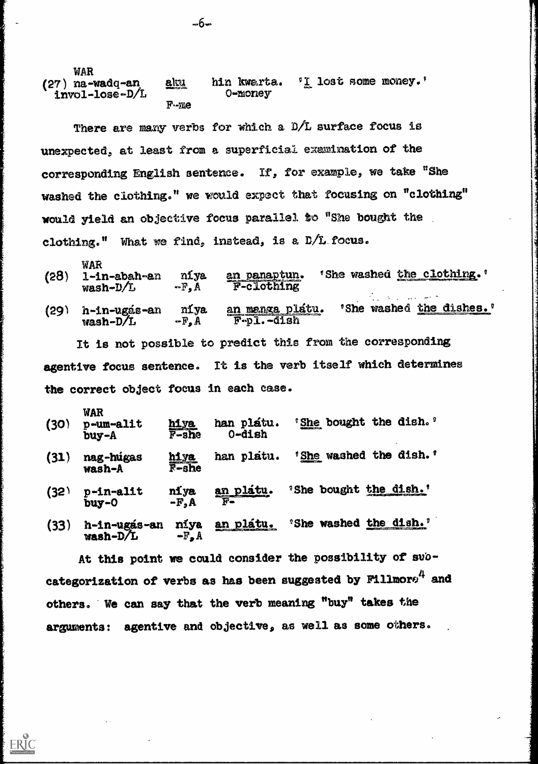WAR
(27) na-wadq-an &nbsp;&nbsp; aku &nbsp;&nbsp; hin kwarta. &nbsp;&nbsp; 'I lost some money.'
&nbsp;&nbsp;&nbsp;&nbsp;&nbsp;&nbsp;invol-lose-D/L &nbsp;&nbsp; F-me &nbsp;&nbsp; O-money

There are many verbs for which a D/L surface focus is unexpected, at least from a superficial examination of the corresponding English sentence. If, for example, we take "She washed the clothing." we would expect that focusing on "clothing" would yield an objective focus parallel to "She bought the clothing." What we find, instead, is a D/L focus.

WAR
(28) l-in-abah-an &nbsp;&nbsp; níya &nbsp;&nbsp; an panaptun. &nbsp;&nbsp; 'She washed the clothing.'
&nbsp;&nbsp;&nbsp;&nbsp;&nbsp;&nbsp;wash-D/L &nbsp;&nbsp; -F,A &nbsp;&nbsp; F-clothing

(29) h-in-ugás-an &nbsp;&nbsp; níya &nbsp;&nbsp; an manga plátu. &nbsp;&nbsp; 'She washed the dishes.'
&nbsp;&nbsp;&nbsp;&nbsp;&nbsp;&nbsp;wash-D/L &nbsp;&nbsp; -F,A &nbsp;&nbsp; F-pl.-dish

It is not possible to predict this from the corresponding agentive focus sentence. It is the verb itself which determines the correct object focus in each case.

WAR
(30) p-um-alit &nbsp;&nbsp; hiya &nbsp;&nbsp; han plátu. &nbsp;&nbsp; 'She bought the dish.'
&nbsp;&nbsp;&nbsp;&nbsp;&nbsp;&nbsp;buy-A &nbsp;&nbsp; F-she &nbsp;&nbsp; O-dish

(31) nag-húgas &nbsp;&nbsp; hiya &nbsp;&nbsp; han plátu. &nbsp;&nbsp; 'She washed the dish.'
&nbsp;&nbsp;&nbsp;&nbsp;&nbsp;&nbsp;wash-A &nbsp;&nbsp; F-she

(32) p-in-alit &nbsp;&nbsp; níya &nbsp;&nbsp; an plátu. &nbsp;&nbsp; 'She bought the dish.'
&nbsp;&nbsp;&nbsp;&nbsp;&nbsp;&nbsp;buy-O &nbsp;&nbsp; -F,A &nbsp;&nbsp; F-

(33) h-in-ugás-an &nbsp;&nbsp; níya &nbsp;&nbsp; an plátu. &nbsp;&nbsp; 'She washed the dish.'
&nbsp;&nbsp;&nbsp;&nbsp;&nbsp;&nbsp;wash-D/L &nbsp;&nbsp; -F,A

At this point we could consider the possibility of subcategorization of verbs as has been suggested by Fillmore[4] and others. We can say that the verb meaning "buy" takes the arguments: agentive and objective, as well as some others.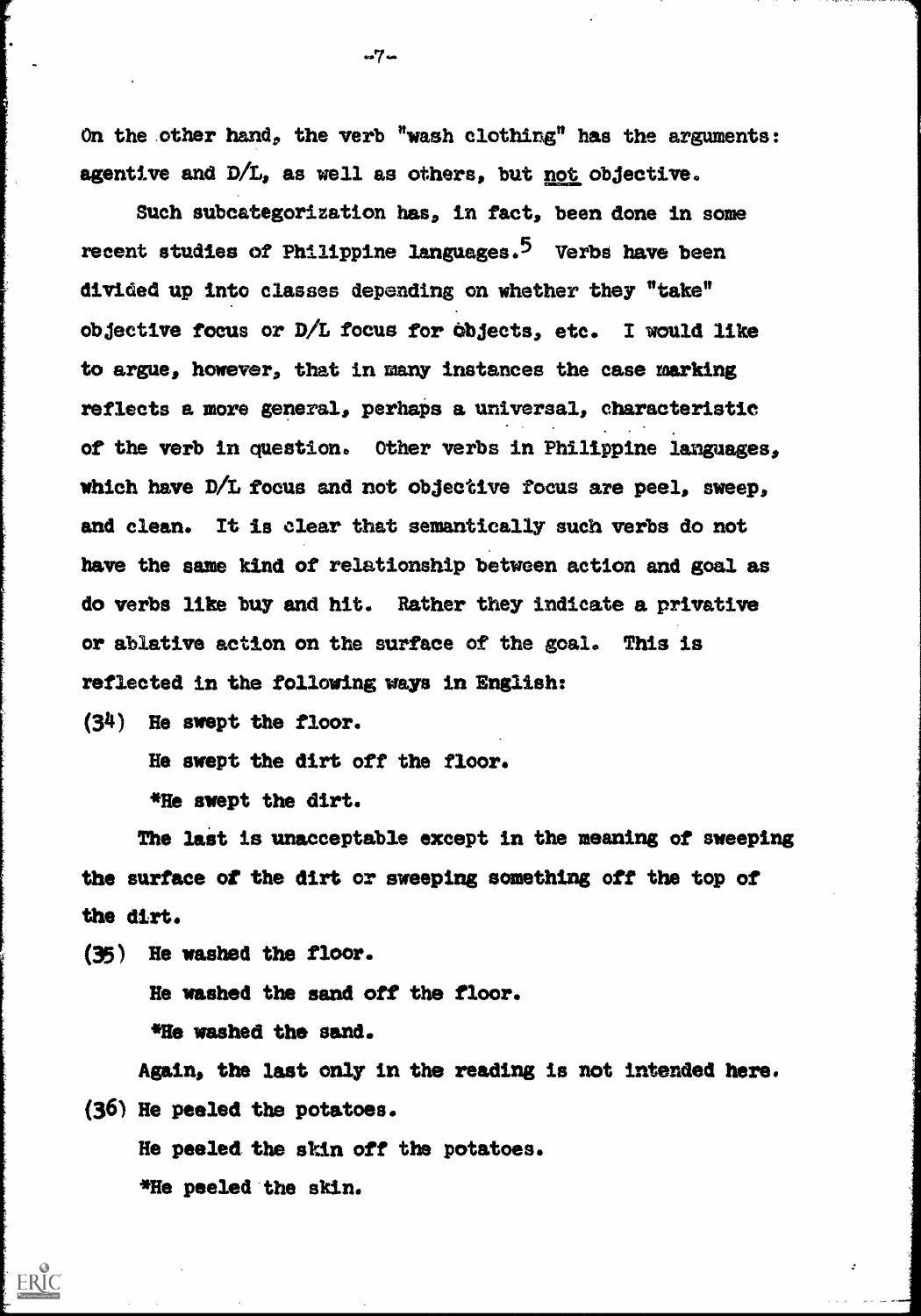On the other hand, the verb "wash clothing" has the arguments: agentive and D/L, as well as others, but <u>not</u> objective.

Such subcategorization has, in fact, been done in some recent studies of Philippine languages.[5] Verbs have been divided up into classes depending on whether they "take" objective focus or D/L focus for objects, etc. I would like to argue, however, that in many instances the case marking reflects a more general, perhaps a universal, characteristic of the verb in question. Other verbs in Philippine languages, which have D/L focus and not objective focus are peel, sweep, and clean. It is clear that semantically such verbs do not have the same kind of relationship between action and goal as do verbs like buy and hit. Rather they indicate a privative or ablative action on the surface of the goal. This is reflected in the following ways in English:

(34) He swept the floor.

He swept the dirt off the floor.

*He swept the dirt.

The last is unacceptable except in the meaning of sweeping the surface of the dirt or sweeping something off the top of the dirt.

(35) He washed the floor.

He washed the sand off the floor.

*He washed the sand.

Again, the last only in the reading is not intended here.

(36) He peeled the potatoes.

He peeled the skin off the potatoes.

*He peeled the skin.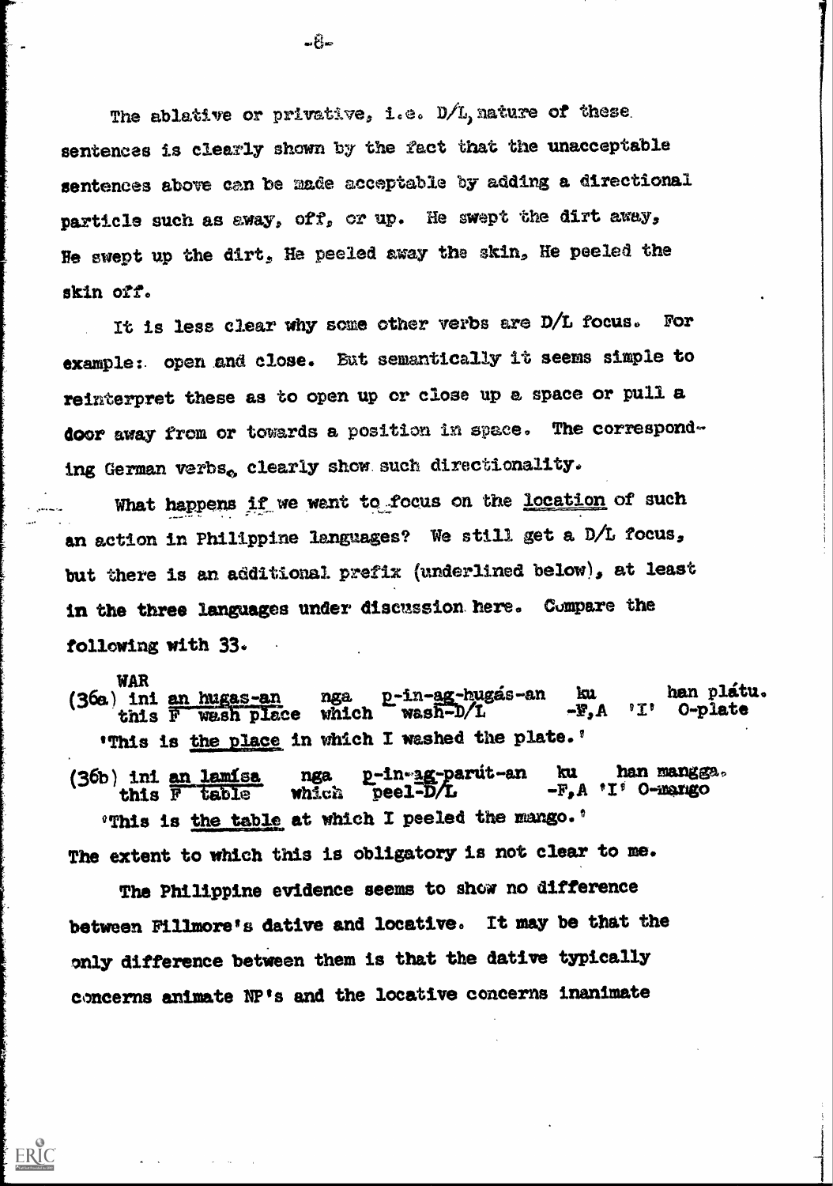The ablative or privative, i.e. D/L, nature of these sentences is clearly shown by the fact that the unacceptable sentences above can be made acceptable by adding a directional particle such as away, off, or up. He swept the dirt away, He swept up the dirt, He peeled away the skin, He peeled the skin off.

It is less clear why some other verbs are D/L focus. For example: open and close. But semantically it seems simple to reinterpret these as to open up or close up a space or pull a door away from or towards a position in space. The corresponding German verbs, clearly show such directionality.

What happens if we want to focus on the <u>location</u> of such an action in Philippine languages? We still get a D/L focus, but there is an additional prefix (underlined below), at least in the three languages under discussion here. Compare the following with 33.

WAR

(36a) ini <u>an hugas-an</u> nga <u>p</u>-in-<u>ag</u>-hugás-an ku han plátu.
this F wash place which wash-D/L -F,A 'I' O-plate

'This is <u>the place</u> in which I washed the plate.'

(36b) ini <u>an lamísa</u> nga <u>p</u>-in-<u>ag</u>-parút-an ku han mangga.
this F table which peel-D/L -F,A 'I' O-mango

'This is <u>the table</u> at which I peeled the mango.'

The extent to which this is obligatory is not clear to me.

The Philippine evidence seems to show no difference between Fillmore's dative and locative. It may be that the only difference between them is that the dative typically concerns animate NP's and the locative concerns inanimate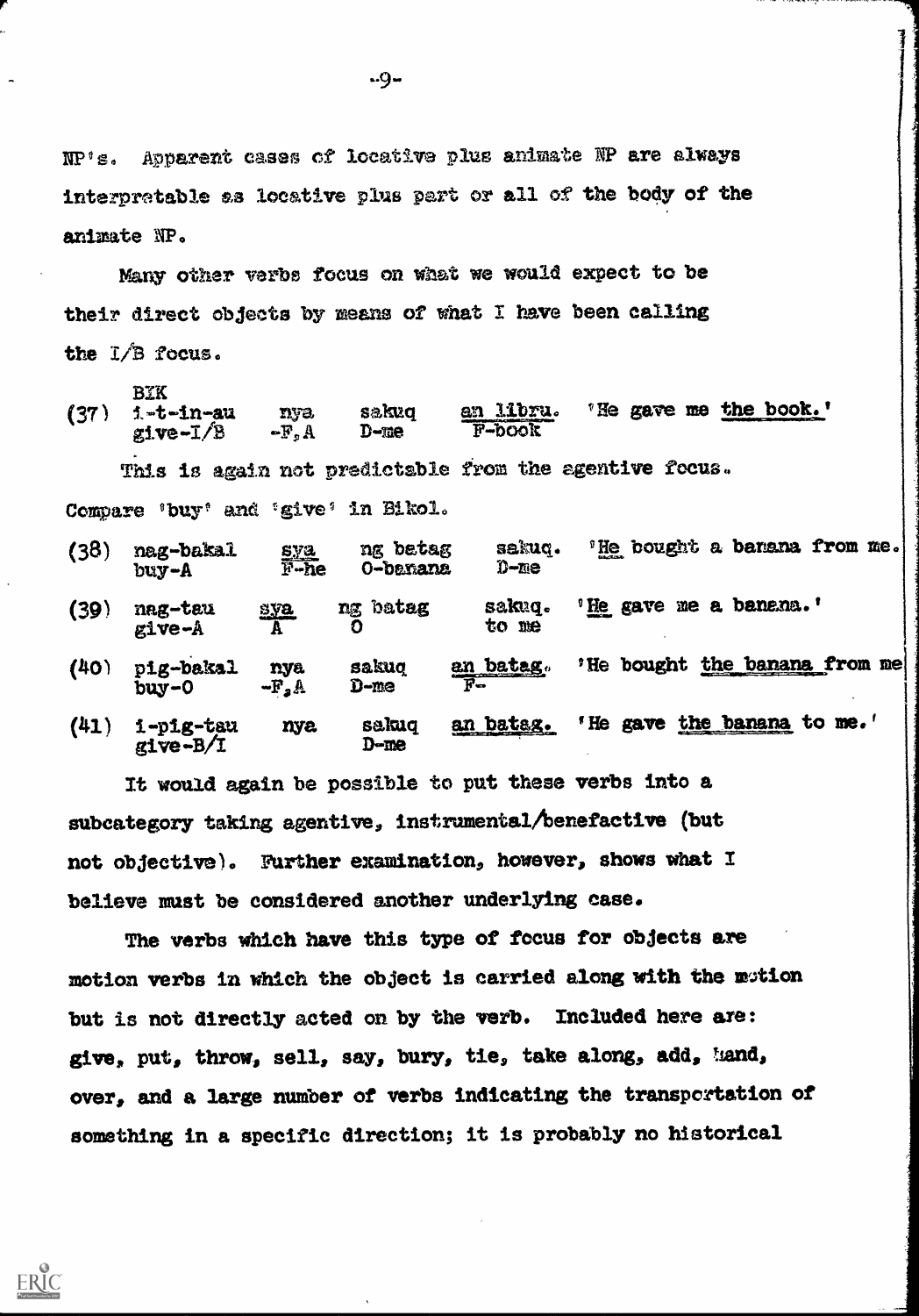NP's. Apparent cases of locative plus animate NP are always interpretable as locative plus part or all of the body of the animate NP.

Many other verbs focus on what we would expect to be their direct objects by means of what I have been calling the I/B focus.

```
      BIK
(37)  i-t-in-au    nya    sakuq    an libru.   'He gave me the book.'
      give-I/B     -F,A   D-me     F-book
```

This is again not predictable from the agentive focus. Compare 'buy' and 'give' in Bikol.

```
(38)  nag-bakal    sya    ng batag    sakuq.   'He bought a banana from me.
      buy-A        F-he   O-banana    D-me

(39)  nag-tau      sya    ng batag    sakuq.   'He gave me a banana.'
      give-A       A      O           to me

(40)  pig-bakal    nya    sakuq    an batag.   'He bought the banana from me
      buy-O        -F,A   D-me     F-

(41)  i-pig-tau    nya    sakuq    an batag.   'He gave the banana to me.'
      give-B/I            D-me
```

It would again be possible to put these verbs into a subcategory taking agentive, instrumental/benefactive (but not objective). Further examination, however, shows what I believe must be considered another underlying case.

The verbs which have this type of focus for objects are motion verbs in which the object is carried along with the motion but is not directly acted on by the verb. Included here are: give, put, throw, sell, say, bury, tie, take along, add, hand, over, and a large number of verbs indicating the transportation of something in a specific direction; it is probably no historical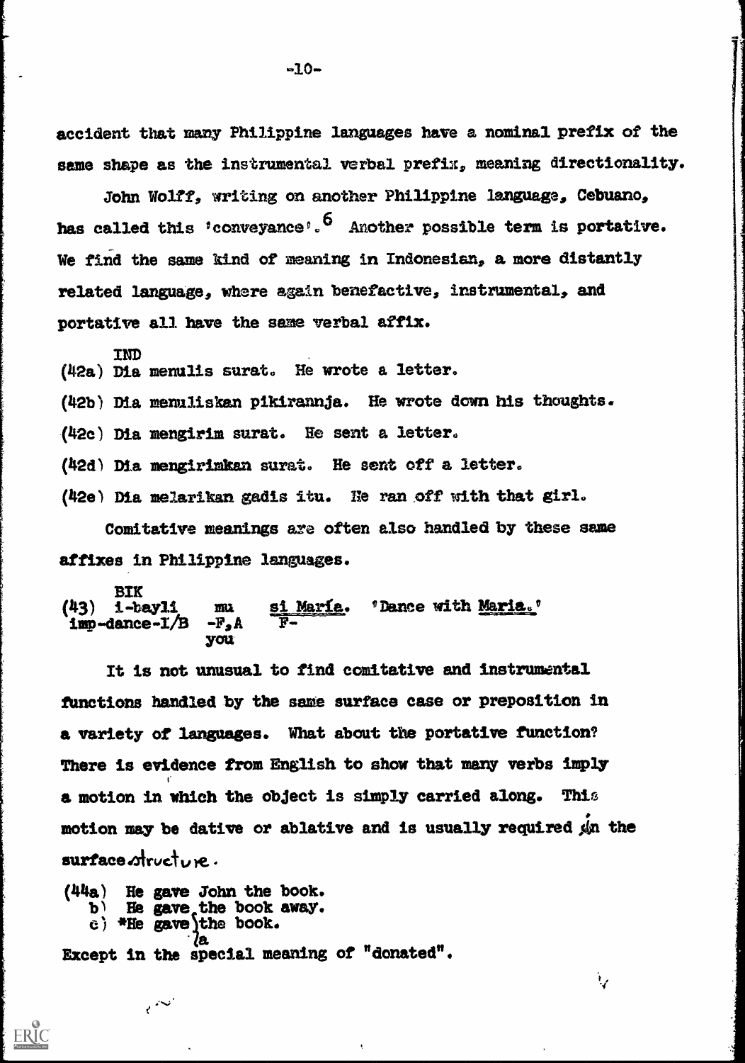accident that many Philippine languages have a nominal prefix of the same shape as the instrumental verbal prefix, meaning directionality.

John Wolff, writing on another Philippine language, Cebuano, has called this 'conveyance'.[6] Another possible term is portative. We find the same kind of meaning in Indonesian, a more distantly related language, where again benefactive, instrumental, and portative all have the same verbal affix.

IND

(42a) Dia menulis surat. He wrote a letter.

(42b) Dia menuliskan pikirannja. He wrote down his thoughts.

(42c) Dia mengirim surat. He sent a letter.

(42d) Dia mengirimkan surat. He sent off a letter.

(42e) Dia melarikan gadis itu. He ran off with that girl.

Comitative meanings are often also handled by these same affixes in Philippine languages.

```
     BIK
(43) i-bayli       mu     si María.  'Dance with Maria.'
     imp-dance-I/B -F,A   F-
                   you
```

It is not unusual to find comitative and instrumental functions handled by the same surface case or preposition in a variety of languages. What about the portative function? There is evidence from English to show that many verbs imply a motion in which the object is simply carried along. This motion may be dative or ablative and is usually required in the surface structure.

(44a) He gave John the book.
   b) He gave the book away.
   c) *He gave the book.
   a) He gave a book.

Except in the special meaning of "donated".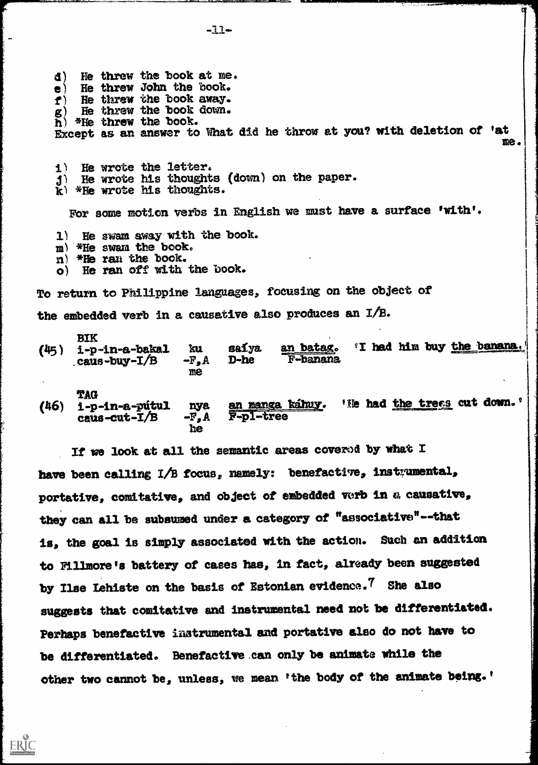d) He threw the book at me.
e) He threw John the book.
f) He threw the book away.
g) He threw the book down.
h) *He threw the book.
Except as an answer to What did he throw at you? with deletion of 'at me.

i) He wrote the letter.
j) He wrote his thoughts (down) on the paper.
k) *He wrote his thoughts.

For some motion verbs in English we must have a surface 'with'.

l) He swam away with the book.
m) *He swam the book.
n) *He ran the book.
o) He ran off with the book.

To return to Philippine languages, focusing on the object of the embedded verb in a causative also produces an I/B.

(45) BIK
i-p-in-a-bakal ku saíya <u>an batag</u>. 'I had him buy <u>the banana</u>.'
caus-buy-I/B -F,A D-he F-banana
me

(46) TAG
i-p-in-a-pútul nya <u>an manga káhuy</u>. 'He had <u>the trees</u> cut down.'
caus-cut-I/B -F,A F-pl-tree
he

If we look at all the semantic areas covered by what I have been calling I/B focus, namely: benefactive, instrumental, portative, comitative, and object of embedded verb in a causative, they can all be subsumed under a category of "associative"--that is, the goal is simply associated with the action. Such an addition to Fillmore's battery of cases has, in fact, already been suggested by Ilse Lehiste on the basis of Estonian evidence.[7] She also suggests that comitative and instrumental need not be differentiated. Perhaps benefactive instrumental and portative also do not have to be differentiated. Benefactive can only be animate while the other two cannot be, unless, we mean 'the body of the animate being.'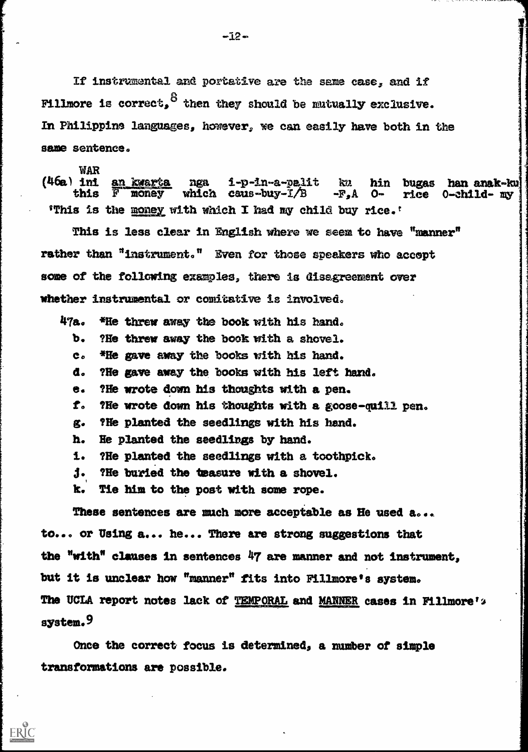If instrumental and portative are the same case, and if Fillmore is correct,[8] then they should be mutually exclusive. In Philippine languages, however, we can easily have both in the same sentence.

```
     WAR
(46a) ini  an kwarta  nga  i-p-in-a-palit  ku   hin  bugas  han anak-ku
      this F money    which caus-buy-I/B   -F,A O-   rice   O-child- my
 'This is the money with which I had my child buy rice.'
```

This is less clear in English where we seem to have "manner" rather than "instrument." Even for those speakers who accept some of the following examples, there is disagreement over whether instrumental or comitative is involved.

47a. *He threw away the book with his hand.
   b. ?He threw away the book with a shovel.
   c. *He gave away the books with his hand.
   d. ?He gave away the books with his left hand.
   e. ?He wrote down his thoughts with a pen.
   f. ?He wrote down his thoughts with a goose-quill pen.
   g. ?He planted the seedlings with his hand.
   h. He planted the seedlings by hand.
   i. ?He planted the seedlings with a toothpick.
   j. ?He buried the teasure with a shovel.
   k. Tie him to the post with some rope.

These sentences are much more acceptable as He used a... to... or Using a... he... There are strong suggestions that the "with" clauses in sentences 47 are manner and not instrument, but it is unclear how "manner" fits into Fillmore's system. The UCLA report notes lack of TEMPORAL and MANNER cases in Fillmore's system.[9]

Once the correct focus is determined, a number of simple transformations are possible.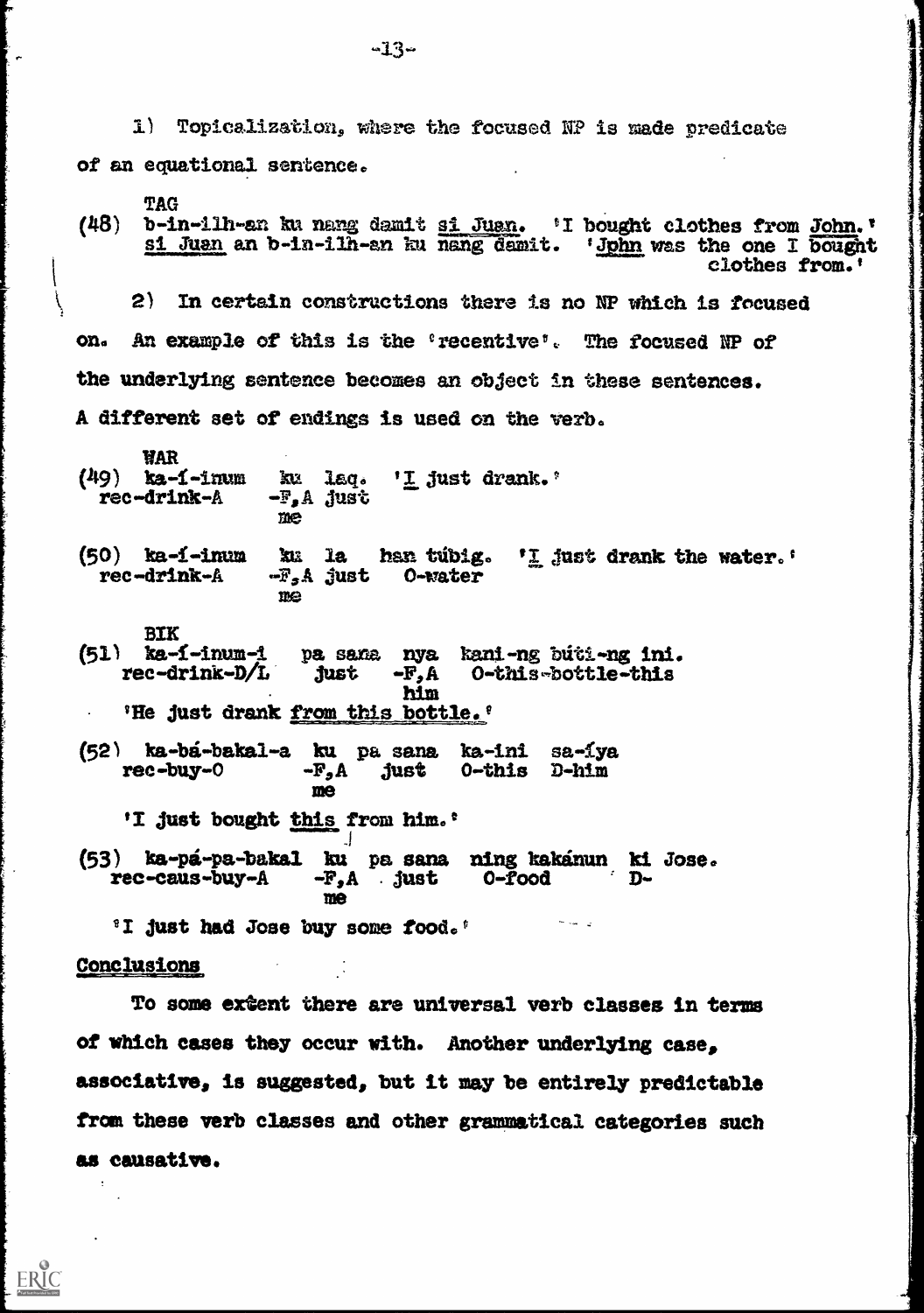1) Topicalization, where the focused NP is made predicate of an equational sentence.

TAG

(48) b-in-ilh-an ku nang damit <u>si Juan</u>. 'I bought clothes from <u>John</u>.'
<u>si Juan</u> an b-in-ilh-an ku nang damit. '<u>John</u> was the one I bought clothes from.'

2) In certain constructions there is no NP which is focused on. An example of this is the 'recentive'. The focused NP of the underlying sentence becomes an object in these sentences. A different set of endings is used on the verb.

WAR

```
(49) ka-í-inum    ku    laq.   'I just drank.'
     rec-drink-A  -F,A  just
                  me

(50) ka-í-inum    ku    la    han túbig.  'I just drank the water.'
     rec-drink-A  -F,A  just  O-water
                  me
```

BIK

```
(51) ka-í-inum-i    pa sana  nya   kani-ng búti-ng ini.
     rec-drink-D/L  just     -F,A  O-this-bottle-this
                             him
     'He just drank from this bottle.'

(52) ka-bá-bakal-a  ku    pa sana  ka-ini   sa-íya
     rec-buy-O      -F,A  just     O-this   D-him
                    me
     'I just bought this from him.'

(53) ka-pá-pa-bakal    ku    pa sana  ning kakánun  ki Jose.
     rec-caus-buy-A    -F,A  just     O-food        D-
                       me
     'I just had Jose buy some food.'
```

## Conclusions

To some extent there are universal verb classes in terms of which cases they occur with. Another underlying case, associative, is suggested, but it may be entirely predictable from these verb classes and other grammatical categories such as causative.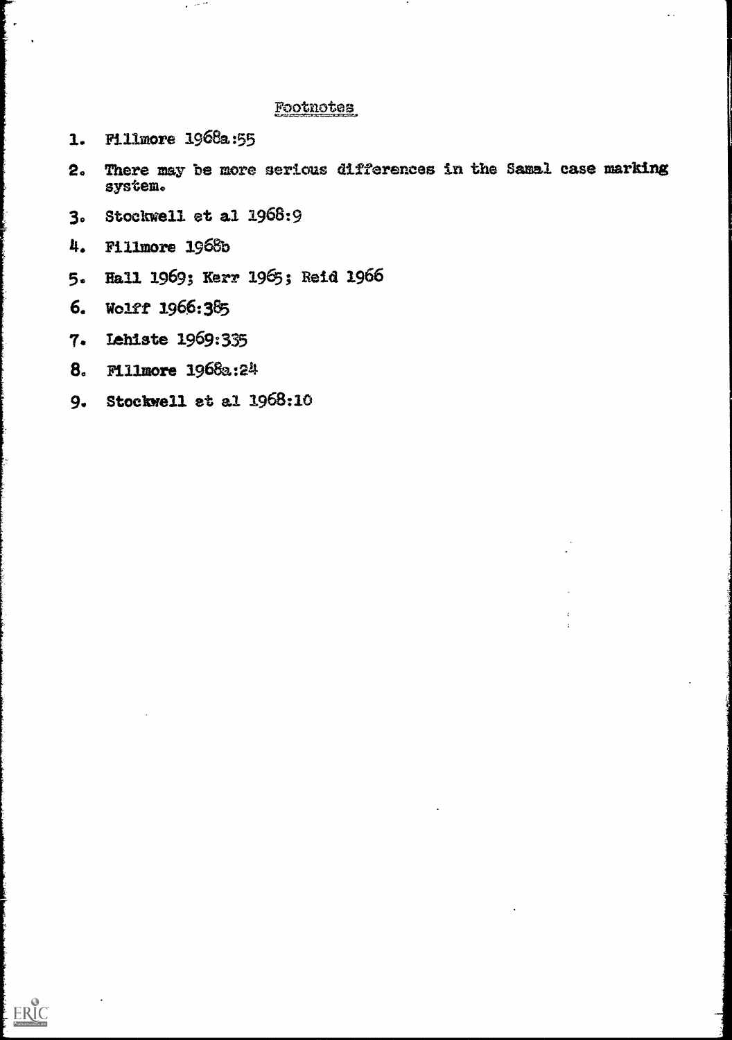## Footnotes

1. Fillmore 1968a:55
2. There may be more serious differences in the Samal case marking system.
3. Stockwell et al 1968:9
4. Fillmore 1968b
5. Hall 1969; Kerr 1965; Reid 1966
6. Wolff 1966:385
7. Lehiste 1969:335
8. Fillmore 1968a:24
9. Stockwell et al 1968:10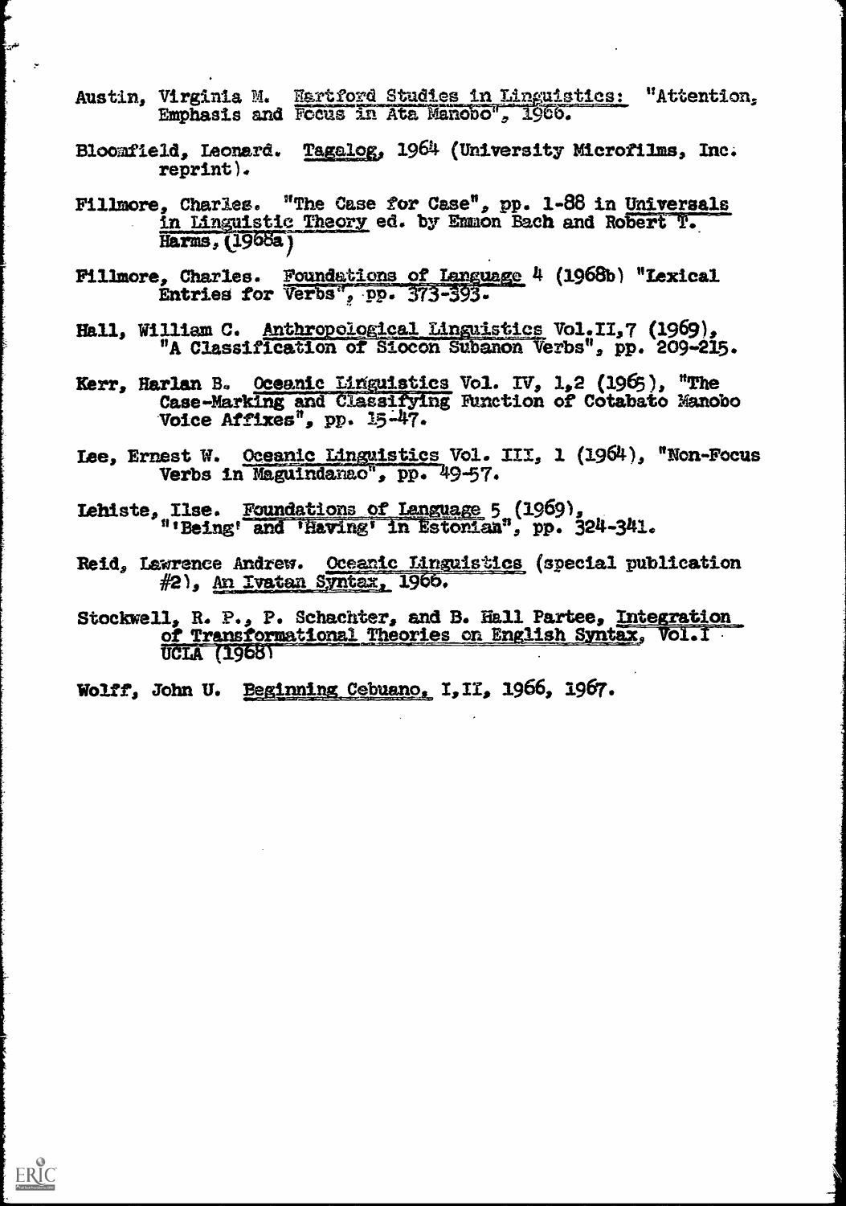Austin, Virginia M. Hartford Studies in Linguistics: "Attention, Emphasis and Focus in Ata Manobo", 1966.

Bloomfield, Leonard. Tagalog, 1964 (University Microfilms, Inc. reprint).

Fillmore, Charles. "The Case for Case", pp. 1-88 in Universals in Linguistic Theory ed. by Emmon Bach and Robert T. Harms, (1968a)

Fillmore, Charles. Foundations of Language 4 (1968b) "Lexical Entries for Verbs", pp. 373-393.

Hall, William C. Anthropological Linguistics Vol.II,7 (1969), "A Classification of Siocon Subanon Verbs", pp. 209-215.

Kerr, Harlan B. Oceanic Linguistics Vol. IV, 1,2 (1965), "The Case-Marking and Classifying Function of Cotabato Manobo Voice Affixes", pp. 15-47.

Lee, Ernest W. Oceanic Linguistics Vol. III, 1 (1964), "Non-Focus Verbs in Maguindanao", pp. 49-57.

Lehiste, Ilse. Foundations of Language 5 (1969), "'Being' and 'Having' in Estonian", pp. 324-341.

Reid, Lawrence Andrew. Oceanic Linguistics (special publication #2), An Ivatan Syntax, 1966.

Stockwell, R. P., P. Schachter, and B. Hall Partee, Integration of Transformational Theories on English Syntax, Vol.I UCLA (1968)

Wolff, John U. Beginning Cebuano, I,II, 1966, 1967.